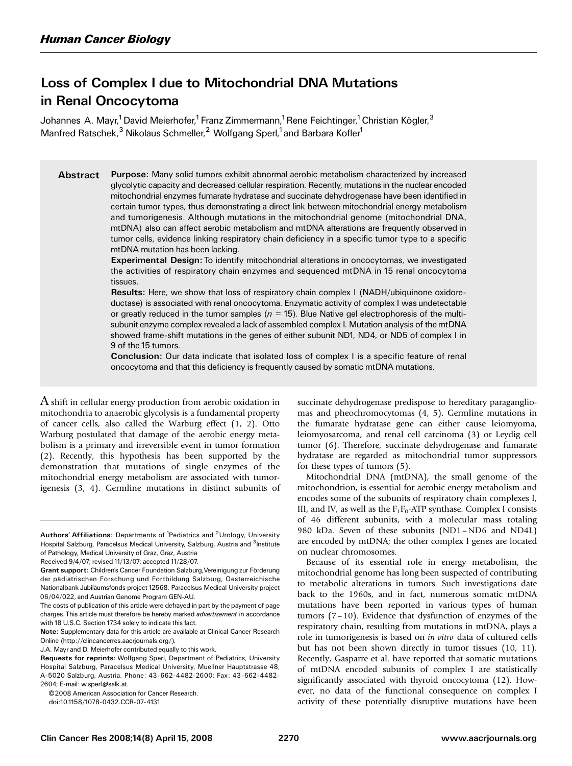*Human Cancer Biology*

# Loss of Complex I due to Mitochondrial DNA Mutations in Renal Oncocytoma

Johannes A. Mayr,[1] David Meierhofer,[1] Franz Zimmermann,[1] Rene Feichtinger,[1] Christian Kögler,[3] Manfred Ratschek,[3] Nikolaus Schmeller,[2] Wolfgang Sperl,[1] and Barbara Kofler[1]

**Abstract**

**Purpose:** Many solid tumors exhibit abnormal aerobic metabolism characterized by increased glycolytic capacity and decreased cellular respiration. Recently, mutations in the nuclear encoded mitochondrial enzymes fumarate hydratase and succinate dehydrogenase have been identified in certain tumor types, thus demonstrating a direct link between mitochondrial energy metabolism and tumorigenesis. Although mutations in the mitochondrial genome (mitochondrial DNA, mtDNA) also can affect aerobic metabolism and mtDNA alterations are frequently observed in tumor cells, evidence linking respiratory chain deficiency in a specific tumor type to a specific mtDNA mutation has been lacking.

**Experimental Design:** To identify mitochondrial alterations in oncocytomas, we investigated the activities of respiratory chain enzymes and sequenced mtDNA in 15 renal oncocytoma tissues.

**Results:** Here, we show that loss of respiratory chain complex I (NADH/ubiquinone oxidoreductase) is associated with renal oncocytoma. Enzymatic activity of complex I was undetectable or greatly reduced in the tumor samples ($n$ = 15). Blue Native gel electrophoresis of the multisubunit enzyme complex revealed a lack of assembled complex I. Mutation analysis of the mtDNA showed frame-shift mutations in the genes of either subunit ND1, ND4, or ND5 of complex I in 9 of the 15 tumors.

**Conclusion:** Our data indicate that isolated loss of complex I is a specific feature of renal oncocytoma and that this deficiency is frequently caused by somatic mtDNA mutations.

A shift in cellular energy production from aerobic oxidation in mitochondria to anaerobic glycolysis is a fundamental property of cancer cells, also called the Warburg effect (1, 2). Otto Warburg postulated that damage of the aerobic energy metabolism is a primary and irreversible event in tumor formation (2). Recently, this hypothesis has been supported by the demonstration that mutations of single enzymes of the mitochondrial energy metabolism are associated with tumorigenesis (3, 4). Germline mutations in distinct subunits of succinate dehydrogenase predispose to hereditary paragangliomas and pheochromocytomas (4, 5). Germline mutations in the fumarate hydratase gene can either cause leiomyoma, leiomyosarcoma, and renal cell carcinoma (3) or Leydig cell tumor (6). Therefore, succinate dehydrogenase and fumarate hydratase are regarded as mitochondrial tumor suppressors for these types of tumors (5).

Mitochondrial DNA (mtDNA), the small genome of the mitochondrion, is essential for aerobic energy metabolism and encodes some of the subunits of respiratory chain complexes I, III, and IV, as well as the $F_1F_0$-ATP synthase. Complex I consists of 46 different subunits, with a molecular mass totaling 980 kDa. Seven of these subunits (ND1–ND6 and ND4L) are encoded by mtDNA; the other complex I genes are located on nuclear chromosomes.

Because of its essential role in energy metabolism, the mitochondrial genome has long been suspected of contributing to metabolic alterations in tumors. Such investigations date back to the 1960s, and in fact, numerous somatic mtDNA mutations have been reported in various types of human tumors (7–10). Evidence that dysfunction of enzymes of the respiratory chain, resulting from mutations in mtDNA, plays a role in tumorigenesis is based on *in vitro* data of cultured cells but has not been shown directly in tumor tissues (10, 11). Recently, Gasparre et al. have reported that somatic mutations of mtDNA encoded subunits of complex I are statistically significantly associated with thyroid oncocytoma (12). However, no data of the functional consequence on complex I activity of these potentially disruptive mutations have been

---

**Authors' Affiliations:** Departments of [1]Pediatrics and [2]Urology, University Hospital Salzburg, Paracelsus Medical University, Salzburg, Austria and [3]Institute of Pathology, Medical University of Graz, Graz, Austria

Received 9/4/07; revised 11/13/07; accepted 11/28/07.

**Grant support:** Children's Cancer Foundation Salzburg, Vereinigung zur Förderung der pädiatrischen Forschung und Fortbildung Salzburg, Oesterreichische Nationalbank Jubiläumsfonds project 12568, Paracelsus Medical University project 06/04/022, and Austrian Genome Program GEN-AU.

The costs of publication of this article were defrayed in part by the payment of page charges. This article must therefore be hereby marked *advertisement* in accordance with 18 U.S.C. Section 1734 solely to indicate this fact.

**Note:** Supplementary data for this article are available at Clinical Cancer Research Online (http://clincancerres.aacrjournals.org/).

J.A. Mayr and D. Meierhofer contributed equally to this work.

**Requests for reprints:** Wolfgang Sperl, Department of Pediatrics, University Hospital Salzburg, Paracelsus Medical University, Muellner Hauptstrasse 48, A-5020 Salzburg, Austria. Phone: 43-662-4482-2600; Fax: 43-662-4482-2604; E-mail: w.sperl@salk.at.

©2008 American Association for Cancer Research.

doi:10.1158/1078-0432.CCR-07-4131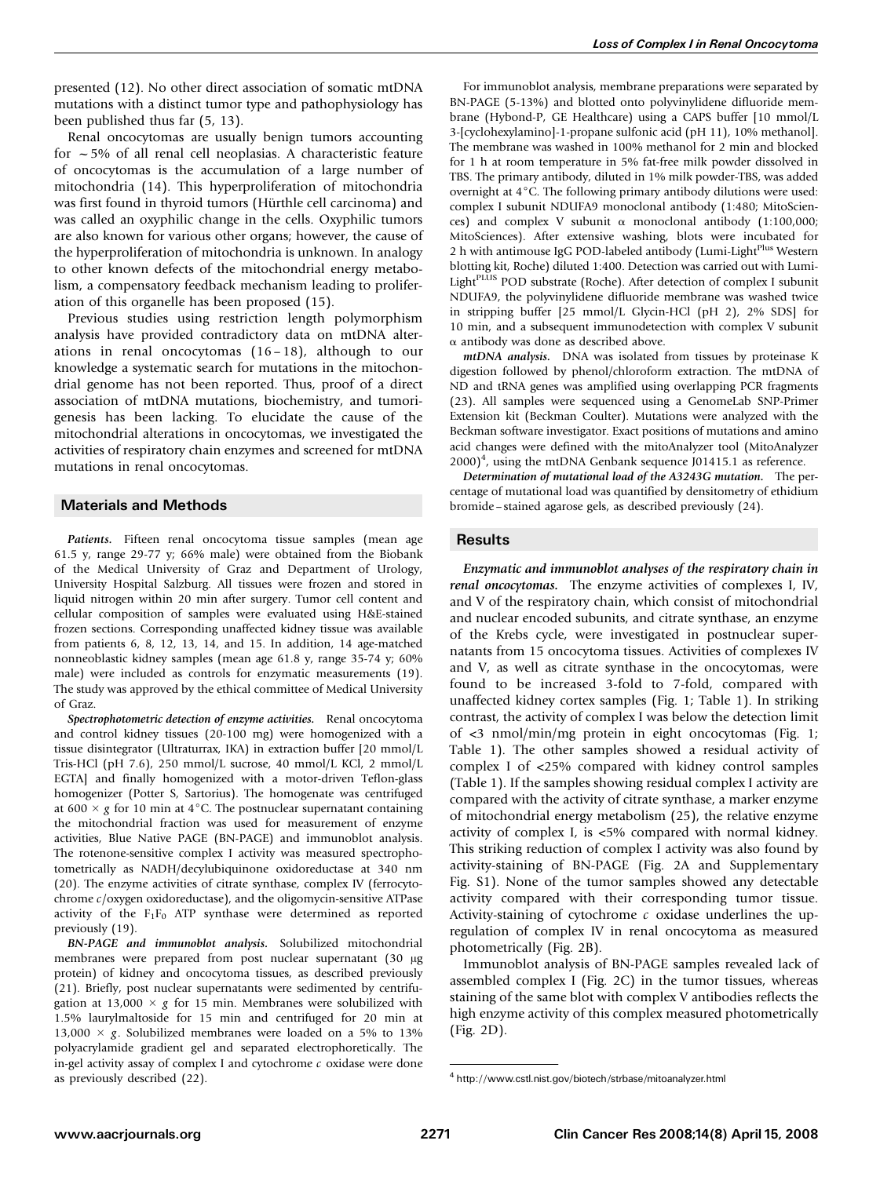presented (12). No other direct association of somatic mtDNA mutations with a distinct tumor type and pathophysiology has been published thus far (5, 13).

Renal oncocytomas are usually benign tumors accounting for ~5% of all renal cell neoplasias. A characteristic feature of oncocytomas is the accumulation of a large number of mitochondria (14). This hyperproliferation of mitochondria was first found in thyroid tumors (Hürthle cell carcinoma) and was called an oxyphilic change in the cells. Oxyphilic tumors are also known for various other organs; however, the cause of the hyperproliferation of mitochondria is unknown. In analogy to other known defects of the mitochondrial energy metabolism, a compensatory feedback mechanism leading to proliferation of this organelle has been proposed (15).

Previous studies using restriction length polymorphism analysis have provided contradictory data on mtDNA alterations in renal oncocytomas (16–18), although to our knowledge a systematic search for mutations in the mitochondrial genome has not been reported. Thus, proof of a direct association of mtDNA mutations, biochemistry, and tumorigenesis has been lacking. To elucidate the cause of the mitochondrial alterations in oncocytomas, we investigated the activities of respiratory chain enzymes and screened for mtDNA mutations in renal oncocytomas.

## Materials and Methods

***Patients.*** Fifteen renal oncocytoma tissue samples (mean age 61.5 y, range 29-77 y; 66% male) were obtained from the Biobank of the Medical University of Graz and Department of Urology, University Hospital Salzburg. All tissues were frozen and stored in liquid nitrogen within 20 min after surgery. Tumor cell content and cellular composition of samples were evaluated using H&E-stained frozen sections. Corresponding unaffected kidney tissue was available from patients 6, 8, 12, 13, 14, and 15. In addition, 14 age-matched nonneoblastic kidney samples (mean age 61.8 y, range 35-74 y; 60% male) were included as controls for enzymatic measurements (19). The study was approved by the ethical committee of Medical University of Graz.

***Spectrophotometric detection of enzyme activities.*** Renal oncocytoma and control kidney tissues (20-100 mg) were homogenized with a tissue disintegrator (Ultraturrax, IKA) in extraction buffer [20 mmol/L Tris-HCl (pH 7.6), 250 mmol/L sucrose, 40 mmol/L KCl, 2 mmol/L EGTA] and finally homogenized with a motor-driven Teflon-glass homogenizer (Potter S, Sartorius). The homogenate was centrifuged at 600 × *g* for 10 min at 4°C. The postnuclear supernatant containing the mitochondrial fraction was used for measurement of enzyme activities, Blue Native PAGE (BN-PAGE) and immunoblot analysis. The rotenone-sensitive complex I activity was measured spectrophotometrically as NADH/decylubiquinone oxidoreductase at 340 nm (20). The enzyme activities of citrate synthase, complex IV (ferrocytochrome *c*/oxygen oxidoreductase), and the oligomycin-sensitive ATPase activity of the $F_1F_0$ ATP synthase were determined as reported previously (19).

***BN-PAGE and immunoblot analysis.*** Solubilized mitochondrial membranes were prepared from post nuclear supernatant (30 μg protein) of kidney and oncocytoma tissues, as described previously (21). Briefly, post nuclear supernatants were sedimented by centrifugation at 13,000 × *g* for 15 min. Membranes were solubilized with 1.5% laurylmaltoside for 15 min and centrifuged for 20 min at 13,000 × *g*. Solubilized membranes were loaded on a 5% to 13% polyacrylamide gradient gel and separated electrophoretically. The in-gel activity assay of complex I and cytochrome *c* oxidase were done as previously described (22).

For immunoblot analysis, membrane preparations were separated by BN-PAGE (5-13%) and blotted onto polyvinylidene difluoride membrane (Hybond-P, GE Healthcare) using a CAPS buffer [10 mmol/L 3-[cyclohexylamino]-1-propane sulfonic acid (pH 11), 10% methanol]. The membrane was washed in 100% methanol for 2 min and blocked for 1 h at room temperature in 5% fat-free milk powder dissolved in TBS. The primary antibody, diluted in 1% milk powder-TBS, was added overnight at 4°C. The following primary antibody dilutions were used: complex I subunit NDUFA9 monoclonal antibody (1:480; MitoSciences) and complex V subunit α monoclonal antibody (1:100,000; MitoSciences). After extensive washing, blots were incubated for 2 h with antimouse IgG POD-labeled antibody (Lumi-Light$^{Plus}$ Western blotting kit, Roche) diluted 1:400. Detection was carried out with Lumi-Light$^{PLUS}$ POD substrate (Roche). After detection of complex I subunit NDUFA9, the polyvinylidene difluoride membrane was washed twice in stripping buffer [25 mmol/L Glycin-HCl (pH 2), 2% SDS] for 10 min, and a subsequent immunodetection with complex V subunit α antibody was done as described above.

***mtDNA analysis.*** DNA was isolated from tissues by proteinase K digestion followed by phenol/chloroform extraction. The mtDNA of ND and tRNA genes was amplified using overlapping PCR fragments (23). All samples were sequenced using a GenomeLab SNP-Primer Extension kit (Beckman Coulter). Mutations were analyzed with the Beckman software investigator. Exact positions of mutations and amino acid changes were defined with the mitoAnalyzer tool (MitoAnalyzer 2000)[4], using the mtDNA Genbank sequence J01415.1 as reference.

***Determination of mutational load of the A3243G mutation.*** The percentage of mutational load was quantified by densitometry of ethidium bromide–stained agarose gels, as described previously (24).

## Results

***Enzymatic and immunoblot analyses of the respiratory chain in renal oncocytomas.*** The enzyme activities of complexes I, IV, and V of the respiratory chain, which consist of mitochondrial and nuclear encoded subunits, and citrate synthase, an enzyme of the Krebs cycle, were investigated in postnuclear supernatants from 15 oncocytoma tissues. Activities of complexes IV and V, as well as citrate synthase in the oncocytomas, were found to be increased 3-fold to 7-fold, compared with unaffected kidney cortex samples (Fig. 1; Table 1). In striking contrast, the activity of complex I was below the detection limit of <3 nmol/min/mg protein in eight oncocytomas (Fig. 1; Table 1). The other samples showed a residual activity of complex I of <25% compared with kidney control samples (Table 1). If the samples showing residual complex I activity are compared with the activity of citrate synthase, a marker enzyme of mitochondrial energy metabolism (25), the relative enzyme activity of complex I, is <5% compared with normal kidney. This striking reduction of complex I activity was also found by activity-staining of BN-PAGE (Fig. 2A and Supplementary Fig. S1). None of the tumor samples showed any detectable activity compared with their corresponding tumor tissue. Activity-staining of cytochrome *c* oxidase underlines the up-regulation of complex IV in renal oncocytoma as measured photometrically (Fig. 2B).

Immunoblot analysis of BN-PAGE samples revealed lack of assembled complex I (Fig. 2C) in the tumor tissues, whereas staining of the same blot with complex V antibodies reflects the high enzyme activity of this complex measured photometrically (Fig. 2D).

[4] http://www.cstl.nist.gov/biotech/strbase/mitoanalyzer.html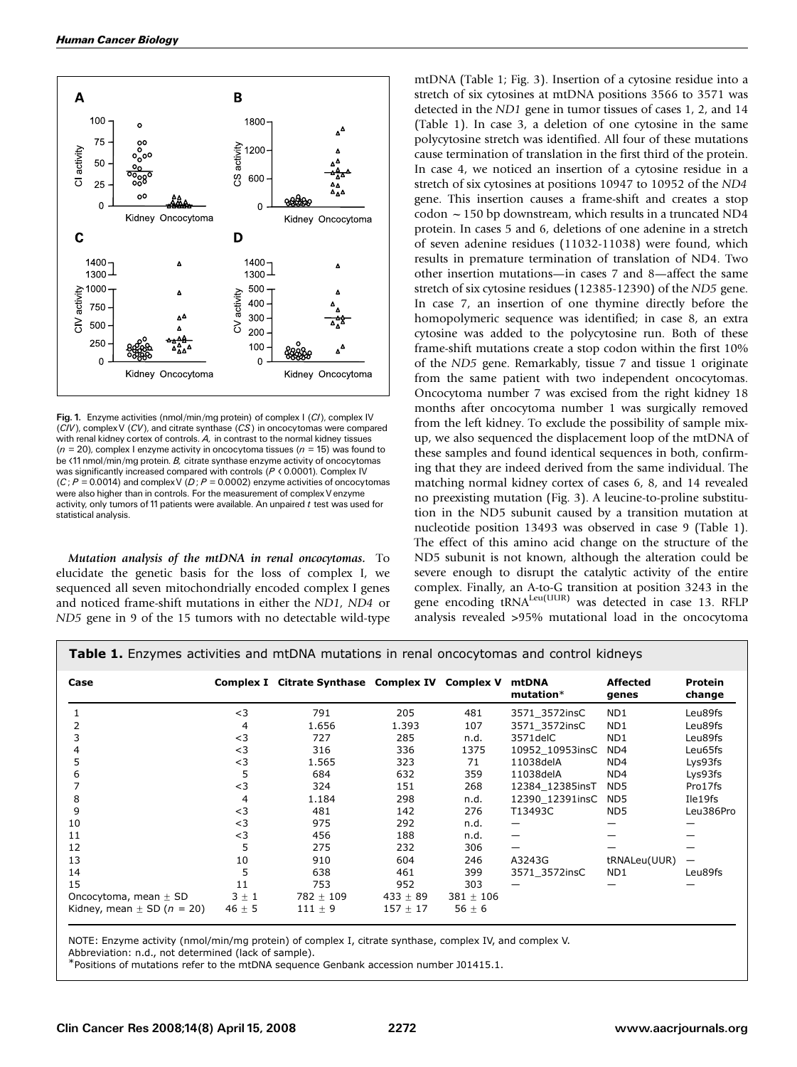Fig. 1. Enzyme activities (nmol/min/mg protein) of complex I (*CI*), complex IV (*CIV*), complex V (*CV*), and citrate synthase (*CS*) in oncocytomas were compared with renal kidney cortex of controls. *A,* in contrast to the normal kidney tissues ($n$ = 20), complex I enzyme activity in oncocytoma tissues ($n$ = 15) was found to be <11 nmol/min/mg protein. *B,* citrate synthase enzyme activity of oncocytomas was significantly increased compared with controls ($P$ < 0.0001). Complex IV (*C*; $P$ = 0.0014) and complex V (*D*; $P$ = 0.0002) enzyme activities of oncocytomas were also higher than in controls. For the measurement of complex V enzyme activity, only tumors of 11 patients were available. An unpaired $t$ test was used for statistical analysis.

***Mutation analysis of the mtDNA in renal oncocytomas.*** To elucidate the genetic basis for the loss of complex I, we sequenced all seven mitochondrially encoded complex I genes and noticed frame-shift mutations in either the *ND1*, *ND4* or *ND5* gene in 9 of the 15 tumors with no detectable wild-type mtDNA (Table 1; Fig. 3). Insertion of a cytosine residue into a stretch of six cytosines at mtDNA positions 3566 to 3571 was detected in the *ND1* gene in tumor tissues of cases 1, 2, and 14 (Table 1). In case 3, a deletion of one cytosine in the same polycytosine stretch was identified. All four of these mutations cause termination of translation in the first third of the protein. In case 4, we noticed an insertion of a cytosine residue in a stretch of six cytosines at positions 10947 to 10952 of the *ND4* gene. This insertion causes a frame-shift and creates a stop codon ~150 bp downstream, which results in a truncated ND4 protein. In cases 5 and 6, deletions of one adenine in a stretch of seven adenine residues (11032-11038) were found, which results in premature termination of translation of ND4. Two other insertion mutations—in cases 7 and 8—affect the same stretch of six cytosine residues (12385-12390) of the *ND5* gene. In case 7, an insertion of one thymine directly before the homopolymeric sequence was identified; in case 8, an extra cytosine was added to the polycytosine run. Both of these frame-shift mutations create a stop codon within the first 10% of the *ND5* gene. Remarkably, tissue 7 and tissue 1 originate from the same patient with two independent oncocytomas. Oncocytoma number 7 was excised from the right kidney 18 months after oncocytoma number 1 was surgically removed from the left kidney. To exclude the possibility of sample mix-up, we also sequenced the displacement loop of the mtDNA of these samples and found identical sequences in both, confirming that they are indeed derived from the same individual. The matching normal kidney cortex of cases 6, 8, and 14 revealed no preexisting mutation (Fig. 3). A leucine-to-proline substitution in the ND5 subunit caused by a transition mutation at nucleotide position 13493 was observed in case 9 (Table 1). The effect of this amino acid change on the structure of the ND5 subunit is not known, although the alteration could be severe enough to disrupt the catalytic activity of the entire complex. Finally, an A-to-G transition at position 3243 in the gene encoding tRNA$^{Leu(UUR)}$ was detected in case 13. RFLP analysis revealed >95% mutational load in the oncocytoma

**Table 1.** Enzymes activities and mtDNA mutations in renal oncocytomas and control kidneys

| Case | Complex I | Citrate Synthase | Complex IV | Complex V | mtDNA mutation* | Affected genes | Protein change |
|---|---|---|---|---|---|---|---|
| 1 | <3 | 791 | 205 | 481 | 3571_3572insC | ND1 | Leu89fs |
| 2 | 4 | 1.656 | 1.393 | 107 | 3571_3572insC | ND1 | Leu89fs |
| 3 | <3 | 727 | 285 | n.d. | 3571delC | ND1 | Leu89fs |
| 4 | <3 | 316 | 336 | 1375 | 10952_10953insC | ND4 | Leu65fs |
| 5 | <3 | 1.565 | 323 | 71 | 11038delA | ND4 | Lys93fs |
| 6 | 5 | 684 | 632 | 359 | 11038delA | ND4 | Lys93fs |
| 7 | <3 | 324 | 151 | 268 | 12384_12385insT | ND5 | Pro17fs |
| 8 | 4 | 1.184 | 298 | n.d. | 12390_12391insC | ND5 | Ile19fs |
| 9 | <3 | 481 | 142 | 276 | T13493C | ND5 | Leu386Pro |
| 10 | <3 | 975 | 292 | n.d. | — | — | — |
| 11 | <3 | 456 | 188 | n.d. | — | — | — |
| 12 | 5 | 275 | 232 | 306 | — | — | — |
| 13 | 10 | 910 | 604 | 246 | A3243G | tRNALeu(UUR) | — |
| 14 | 5 | 638 | 461 | 399 | 3571_3572insC | ND1 | Leu89fs |
| 15 | 11 | 753 | 952 | 303 | — | — | — |
| Oncocytoma, mean ± SD | 3 ± 1 | 782 ± 109 | 433 ± 89 | 381 ± 106 | | | |
| Kidney, mean ± SD ($n$ = 20) | 46 ± 5 | 111 ± 9 | 157 ± 17 | 56 ± 6 | | | |

NOTE: Enzyme activity (nmol/min/mg protein) of complex I, citrate synthase, complex IV, and complex V.
Abbreviation: n.d., not determined (lack of sample).
*Positions of mutations refer to the mtDNA sequence Genbank accession number J01415.1.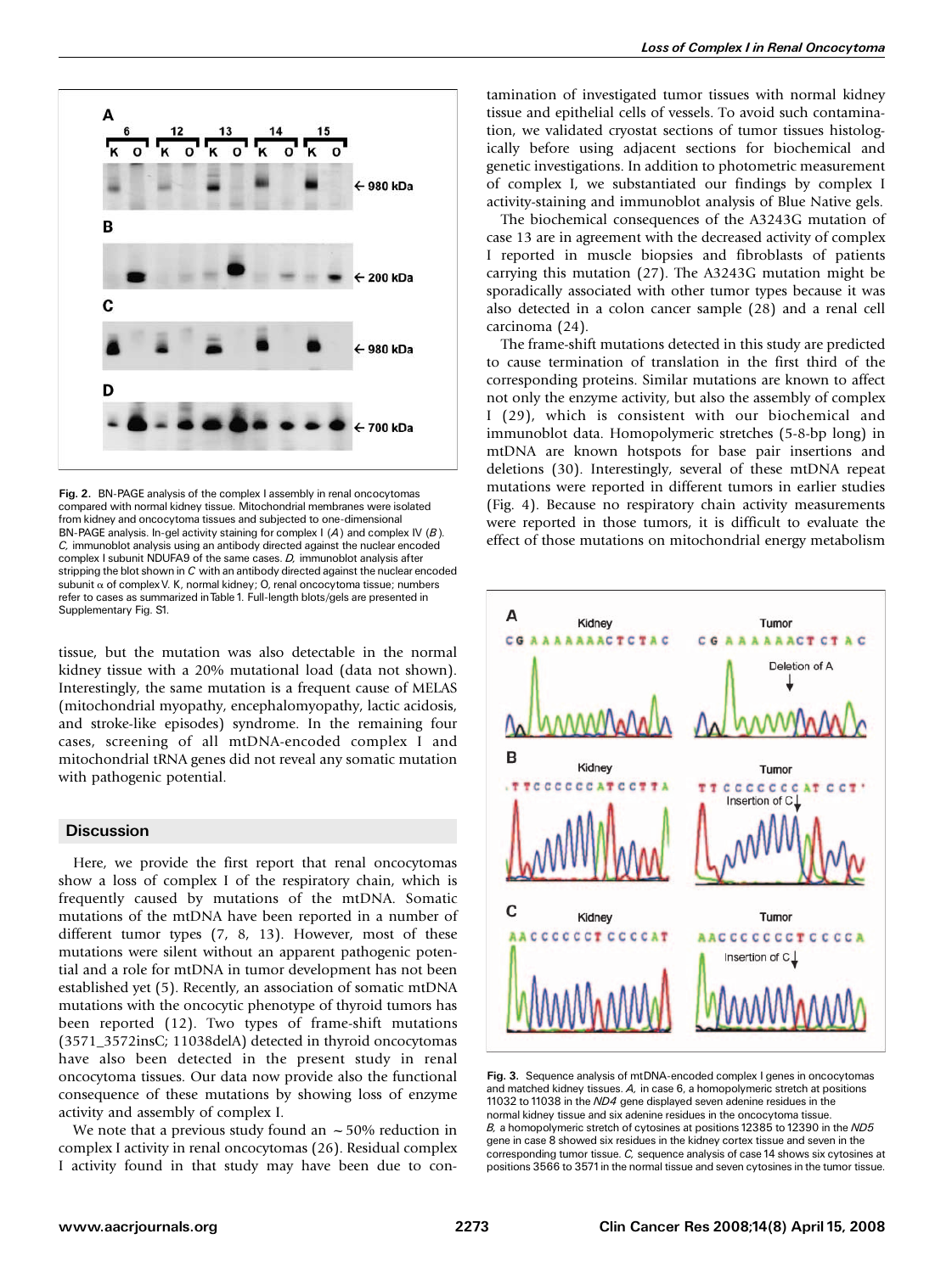Fig. 2. BN-PAGE analysis of the complex I assembly in renal oncocytomas compared with normal kidney tissue. Mitochondrial membranes were isolated from kidney and oncocytoma tissues and subjected to one-dimensional BN-PAGE analysis. In-gel activity staining for complex I (*A*) and complex IV (*B*). *C*, immunoblot analysis using an antibody directed against the nuclear encoded complex I subunit NDUFA9 of the same cases. *D*, immunoblot analysis after stripping the blot shown in *C* with an antibody directed against the nuclear encoded subunit α of complex V. K, normal kidney; O, renal oncocytoma tissue; numbers refer to cases as summarized in Table 1. Full-length blots/gels are presented in Supplementary Fig. S1.

tissue, but the mutation was also detectable in the normal kidney tissue with a 20% mutational load (data not shown). Interestingly, the same mutation is a frequent cause of MELAS (mitochondrial myopathy, encephalomyopathy, lactic acidosis, and stroke-like episodes) syndrome. In the remaining four cases, screening of all mtDNA-encoded complex I and mitochondrial tRNA genes did not reveal any somatic mutation with pathogenic potential.

## Discussion

Here, we provide the first report that renal oncocytomas show a loss of complex I of the respiratory chain, which is frequently caused by mutations of the mtDNA. Somatic mutations of the mtDNA have been reported in a number of different tumor types (7, 8, 13). However, most of these mutations were silent without an apparent pathogenic potential and a role for mtDNA in tumor development has not been established yet (5). Recently, an association of somatic mtDNA mutations with the oncocytic phenotype of thyroid tumors has been reported (12). Two types of frame-shift mutations (3571_3572insC; 11038delA) detected in thyroid oncocytomas have also been detected in the present study in renal oncocytoma tissues. Our data now provide also the functional consequence of these mutations by showing loss of enzyme activity and assembly of complex I.

We note that a previous study found an ~50% reduction in complex I activity in renal oncocytomas (26). Residual complex I activity found in that study may have been due to contamination of investigated tumor tissues with normal kidney tissue and epithelial cells of vessels. To avoid such contamination, we validated cryostat sections of tumor tissues histologically before using adjacent sections for biochemical and genetic investigations. In addition to photometric measurement of complex I, we substantiated our findings by complex I activity-staining and immunoblot analysis of Blue Native gels.

The biochemical consequences of the A3243G mutation of case 13 are in agreement with the decreased activity of complex I reported in muscle biopsies and fibroblasts of patients carrying this mutation (27). The A3243G mutation might be sporadically associated with other tumor types because it was also detected in a colon cancer sample (28) and a renal cell carcinoma (24).

The frame-shift mutations detected in this study are predicted to cause termination of translation in the first third of the corresponding proteins. Similar mutations are known to affect not only the enzyme activity, but also the assembly of complex I (29), which is consistent with our biochemical and immunoblot data. Homopolymeric stretches (5-8-bp long) in mtDNA are known hotspots for base pair insertions and deletions (30). Interestingly, several of these mtDNA repeat mutations were reported in different tumors in earlier studies (Fig. 4). Because no respiratory chain activity measurements were reported in those tumors, it is difficult to evaluate the effect of those mutations on mitochondrial energy metabolism

Fig. 3. Sequence analysis of mtDNA-encoded complex I genes in oncocytomas and matched kidney tissues. *A*, in case 6, a homopolymeric stretch at positions 11032 to 11038 in the *ND4* gene displayed seven adenine residues in the normal kidney tissue and six adenine residues in the oncocytoma tissue. *B*, a homopolymeric stretch of cytosines at positions 12385 to 12390 in the *ND5* gene in case 8 showed six residues in the kidney cortex tissue and seven in the corresponding tumor tissue. *C*, sequence analysis of case 14 shows six cytosines at positions 3566 to 3571 in the normal tissue and seven cytosines in the tumor tissue.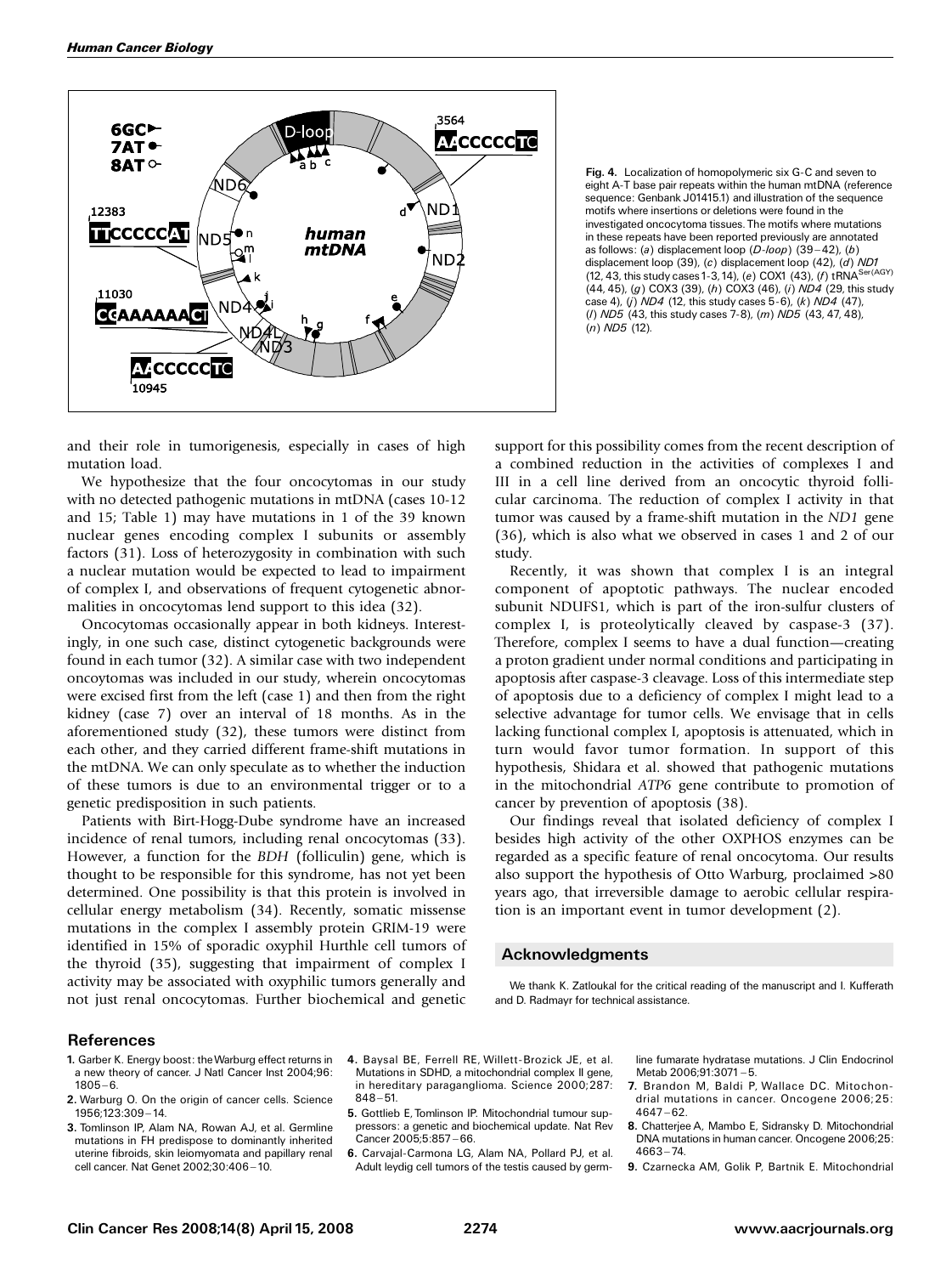**Fig. 4.** Localization of homopolymeric six G-C and seven to eight A-T base pair repeats within the human mtDNA (reference sequence: Genbank J01415.1) and illustration of the sequence motifs where insertions or deletions were found in the investigated oncocytoma tissues. The motifs where mutations in these repeats have been reported previously are annotated as follows: (*a*) displacement loop (*D-loop*) (39–42), (*b*) displacement loop (39), (*c*) displacement loop (42), (*d*) *ND1* (12, 43, this study cases 1-3, 14), (*e*) COX1 (43), (*f*) tRNA[Ser(AGY)] (44, 45), (*g*) COX3 (39), (*h*) COX3 (46), (*i*) *ND4* (29, this study case 4), (*j*) *ND4* (12, this study cases 5-6), (*k*) *ND4* (47), (*l*) *ND5* (43, this study cases 7-8), (*m*) *ND5* (43, 47, 48), (*n*) *ND5* (12).

and their role in tumorigenesis, especially in cases of high mutation load.

We hypothesize that the four oncocytomas in our study with no detected pathogenic mutations in mtDNA (cases 10-12 and 15; Table 1) may have mutations in 1 of the 39 known nuclear genes encoding complex I subunits or assembly factors (31). Loss of heterozygosity in combination with such a nuclear mutation would be expected to lead to impairment of complex I, and observations of frequent cytogenetic abnormalities in oncocytomas lend support to this idea (32).

Oncocytomas occasionally appear in both kidneys. Interestingly, in one such case, distinct cytogenetic backgrounds were found in each tumor (32). A similar case with two independent oncoytomas was included in our study, wherein oncocytomas were excised first from the left (case 1) and then from the right kidney (case 7) over an interval of 18 months. As in the aforementioned study (32), these tumors were distinct from each other, and they carried different frame-shift mutations in the mtDNA. We can only speculate as to whether the induction of these tumors is due to an environmental trigger or to a genetic predisposition in such patients.

Patients with Birt-Hogg-Dube syndrome have an increased incidence of renal tumors, including renal oncocytomas (33). However, a function for the *BDH* (folliculin) gene, which is thought to be responsible for this syndrome, has not yet been determined. One possibility is that this protein is involved in cellular energy metabolism (34). Recently, somatic missense mutations in the complex I assembly protein GRIM-19 were identified in 15% of sporadic oxyphil Hurthle cell tumors of the thyroid (35), suggesting that impairment of complex I activity may be associated with oxyphilic tumors generally and not just renal oncocytomas. Further biochemical and genetic support for this possibility comes from the recent description of a combined reduction in the activities of complexes I and III in a cell line derived from an oncocytic thyroid follicular carcinoma. The reduction of complex I activity in that tumor was caused by a frame-shift mutation in the *ND1* gene (36), which is also what we observed in cases 1 and 2 of our study.

Recently, it was shown that complex I is an integral component of apoptotic pathways. The nuclear encoded subunit NDUFS1, which is part of the iron-sulfur clusters of complex I, is proteolytically cleaved by caspase-3 (37). Therefore, complex I seems to have a dual function—creating a proton gradient under normal conditions and participating in apoptosis after caspase-3 cleavage. Loss of this intermediate step of apoptosis due to a deficiency of complex I might lead to a selective advantage for tumor cells. We envisage that in cells lacking functional complex I, apoptosis is attenuated, which in turn would favor tumor formation. In support of this hypothesis, Shidara et al. showed that pathogenic mutations in the mitochondrial *ATP6* gene contribute to promotion of cancer by prevention of apoptosis (38).

Our findings reveal that isolated deficiency of complex I besides high activity of the other OXPHOS enzymes can be regarded as a specific feature of renal oncocytoma. Our results also support the hypothesis of Otto Warburg, proclaimed >80 years ago, that irreversible damage to aerobic cellular respiration is an important event in tumor development (2).

## Acknowledgments

We thank K. Zatloukal for the critical reading of the manuscript and I. Kufferath and D. Radmayr for technical assistance.

## References

1. Garber K. Energy boost: the Warburg effect returns in a new theory of cancer. J Natl Cancer Inst 2004;96: 1805–6.
2. Warburg O. On the origin of cancer cells. Science 1956;123:309–14.
3. Tomlinson IP, Alam NA, Rowan AJ, et al. Germline mutations in FH predispose to dominantly inherited uterine fibroids, skin leiomyomata and papillary renal cell cancer. Nat Genet 2002;30:406–10.
4. Baysal BE, Ferrell RE, Willett-Brozick JE, et al. Mutations in SDHD, a mitochondrial complex II gene, in hereditary paraganglioma. Science 2000;287: 848–51.
5. Gottlieb E, Tomlinson IP. Mitochondrial tumour suppressors: a genetic and biochemical update. Nat Rev Cancer 2005;5:857–66.
6. Carvajal-Carmona LG, Alam NA, Pollard PJ, et al. Adult leydig cell tumors of the testis caused by germline fumarate hydratase mutations. J Clin Endocrinol Metab 2006;91:3071–5.
7. Brandon M, Baldi P, Wallace DC. Mitochondrial mutations in cancer. Oncogene 2006;25: 4647–62.
8. Chatterjee A, Mambo E, Sidransky D. Mitochondrial DNA mutations in human cancer. Oncogene 2006;25: 4663–74.
9. Czarnecka AM, Golik P, Bartnik E. Mitochondrial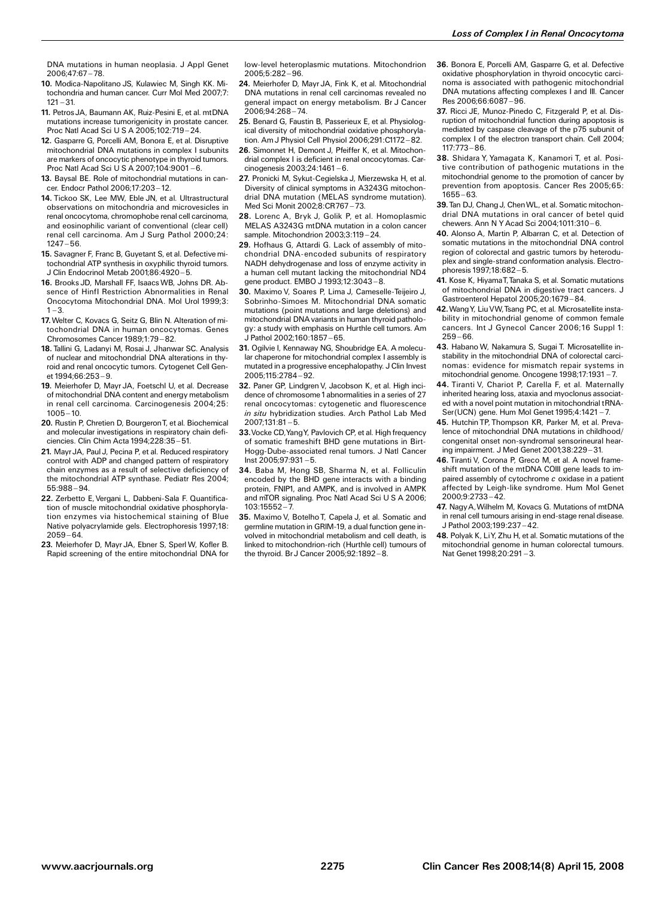DNA mutations in human neoplasia. J Appl Genet 2006;47:67–78.

10. Modica-Napolitano JS, Kulawiec M, Singh KK. Mitochondria and human cancer. Curr Mol Med 2007;7:121–31.

11. Petros JA, Baumann AK, Ruiz-Pesini E, et al. mtDNA mutations increase tumorigenicity in prostate cancer. Proc Natl Acad Sci U S A 2005;102:719–24.

12. Gasparre G, Porcelli AM, Bonora E, et al. Disruptive mitochondrial DNA mutations in complex I subunits are markers of oncocytic phenotype in thyroid tumors. Proc Natl Acad Sci U S A 2007;104:9001–6.

13. Baysal BE. Role of mitochondrial mutations in cancer. Endocr Pathol 2006;17:203–12.

14. Tickoo SK, Lee MW, Eble JN, et al. Ultrastructural observations on mitochondria and microvesicles in renal oncocytoma, chromophobe renal cell carcinoma, and eosinophilic variant of conventional (clear cell) renal cell carcinoma. Am J Surg Pathol 2000;24:1247–56.

15. Savagner F, Franc B, Guyetant S, et al. Defective mitochondrial ATP synthesis in oxyphilic thyroid tumors. J Clin Endocrinol Metab 2001;86:4920–5.

16. Brooks JD, Marshall FF, Isaacs WB, Johns DR. Absence of HinfI Restriction Abnormalities in Renal Oncocytoma Mitochondrial DNA. Mol Urol 1999;3:1–3.

17. Welter C, Kovacs G, Seitz G, Blin N. Alteration of mitochondrial DNA in human oncocytomas. Genes Chromosomes Cancer 1989;1:79–82.

18. Tallini G, Ladanyi M, Rosai J, Jhanwar SC. Analysis of nuclear and mitochondrial DNA alterations in thyroid and renal oncocytic tumors. Cytogenet Cell Genet 1994;66:253–9.

19. Meierhofer D, Mayr JA, Foetschl U, et al. Decrease of mitochondrial DNA content and energy metabolism in renal cell carcinoma. Carcinogenesis 2004;25:1005–10.

20. Rustin P, Chretien D, Bourgeron T, et al. Biochemical and molecular investigations in respiratory chain deficiencies. Clin Chim Acta 1994;228:35–51.

21. Mayr JA, Paul J, Pecina P, et al. Reduced respiratory control with ADP and changed pattern of respiratory chain enzymes as a result of selective deficiency of the mitochondrial ATP synthase. Pediatr Res 2004;55:988–94.

22. Zerbetto E, Vergani L, Dabbeni-Sala F. Quantification of muscle mitochondrial oxidative phosphorylation enzymes via histochemical staining of Blue Native polyacrylamide gels. Electrophoresis 1997;18:2059–64.

23. Meierhofer D, Mayr JA, Ebner S, Sperl W, Kofler B. Rapid screening of the entire mitochondrial DNA for low-level heteroplasmic mutations. Mitochondrion 2005;5:282–96.

24. Meierhofer D, Mayr JA, Fink K, et al. Mitochondrial DNA mutations in renal cell carcinomas revealed no general impact on energy metabolism. Br J Cancer 2006;94:268–74.

25. Benard G, Faustin B, Passerieux E, et al. Physiological diversity of mitochondrial oxidative phosphorylation. Am J Physiol Cell Physiol 2006;291:C1172–82.

26. Simonnet H, Demont J, Pfeiffer K, et al. Mitochondrial complex I is deficient in renal oncocytomas. Carcinogenesis 2003;24:1461–6.

27. Pronicki M, Sykut-Cegielska J, Mierzewska H, et al. Diversity of clinical symptoms in A3243G mitochondrial DNA mutation (MELAS syndrome mutation). Med Sci Monit 2002;8:CR767–73.

28. Lorenc A, Bryk J, Golik P, et al. Homoplasmic MELAS A3243G mtDNA mutation in a colon cancer sample. Mitochondrion 2003;3:119–24.

29. Hofhaus G, Attardi G. Lack of assembly of mitochondrial DNA-encoded subunits of respiratory NADH dehydrogenase and loss of enzyme activity in a human cell mutant lacking the mitochondrial ND4 gene product. EMBO J 1993;12:3043–8.

30. Maximo V, Soares P, Lima J, Cameselle-Teijeiro J, Sobrinho-Simoes M. Mitochondrial DNA somatic mutations (point mutations and large deletions) and mitochondrial DNA variants in human thyroid pathology: a study with emphasis on Hurthle cell tumors. Am J Pathol 2002;160:1857–65.

31. Ogilvie I, Kennaway NG, Shoubridge EA. A molecular chaperone for mitochondrial complex I assembly is mutated in a progressive encephalopathy. J Clin Invest 2005;115:2784–92.

32. Paner GP, Lindgren V, Jacobson K, et al. High incidence of chromosome 1 abnormalities in a series of 27 renal oncocytomas: cytogenetic and fluorescence *in situ* hybridization studies. Arch Pathol Lab Med 2007;131:81–5.

33. Vocke CD, Yang Y, Pavlovich CP, et al. High frequency of somatic frameshift BHD gene mutations in Birt-Hogg-Dube-associated renal tumors. J Natl Cancer Inst 2005;97:931–5.

34. Baba M, Hong SB, Sharma N, et al. Folliculin encoded by the BHD gene interacts with a binding protein, FNIP1, and AMPK, and is involved in AMPK and mTOR signaling. Proc Natl Acad Sci U S A 2006;103:15552–7.

35. Maximo V, Botelho T, Capela J, et al. Somatic and germline mutation in GRIM-19, a dual function gene involved in mitochondrial metabolism and cell death, is linked to mitochondrion-rich (Hurthle cell) tumours of the thyroid. Br J Cancer 2005;92:1892–8.

36. Bonora E, Porcelli AM, Gasparre G, et al. Defective oxidative phosphorylation in thyroid oncocytic carcinoma is associated with pathogenic mitochondrial DNA mutations affecting complexes I and III. Cancer Res 2006;66:6087–96.

37. Ricci JE, Munoz-Pinedo C, Fitzgerald P, et al. Disruption of mitochondrial function during apoptosis is mediated by caspase cleavage of the p75 subunit of complex I of the electron transport chain. Cell 2004;117:773–86.

38. Shidara Y, Yamagata K, Kanamori T, et al. Positive contribution of pathogenic mutations in the mitochondrial genome to the promotion of cancer by prevention from apoptosis. Cancer Res 2005;65:1655–63.

39. Tan DJ, Chang J, Chen WL, et al. Somatic mitochondrial DNA mutations in oral cancer of betel quid chewers. Ann N Y Acad Sci 2004;1011:310–6.

40. Alonso A, Martin P, Albarran C, et al. Detection of somatic mutations in the mitochondrial DNA control region of colorectal and gastric tumors by heteroduplex and single-strand conformation analysis. Electrophoresis 1997;18:682–5.

41. Kose K, Hiyama T, Tanaka S, et al. Somatic mutations of mitochondrial DNA in digestive tract cancers. J Gastroenterol Hepatol 2005;20:1679–84.

42. Wang Y, Liu VW, Tsang PC, et al. Microsatellite instability in mitochondrial genome of common female cancers. Int J Gynecol Cancer 2006;16 Suppl 1:259–66.

43. Habano W, Nakamura S, Sugai T. Microsatellite instability in the mitochondrial DNA of colorectal carcinomas: evidence for mismatch repair systems in mitochondrial genome. Oncogene 1998;17:1931–7.

44. Tiranti V, Chariot P, Carella F, et al. Maternally inherited hearing loss, ataxia and myoclonus associated with a novel point mutation in mitochondrial tRNA-Ser(UCN) gene. Hum Mol Genet 1995;4:1421–7.

45. Hutchin TP, Thompson KR, Parker M, et al. Prevalence of mitochondrial DNA mutations in childhood/congenital onset non-syndromal sensorineural hearing impairment. J Med Genet 2001;38:229–31.

46. Tiranti V, Corona P, Greco M, et al. A novel frameshift mutation of the mtDNA COIII gene leads to impaired assembly of cytochrome *c* oxidase in a patient affected by Leigh-like syndrome. Hum Mol Genet 2000;9:2733–42.

47. Nagy A, Wilhelm M, Kovacs G. Mutations of mtDNA in renal cell tumours arising in end-stage renal disease. J Pathol 2003;199:237–42.

48. Polyak K, Li Y, Zhu H, et al. Somatic mutations of the mitochondrial genome in human colorectal tumours. Nat Genet 1998;20:291–3.